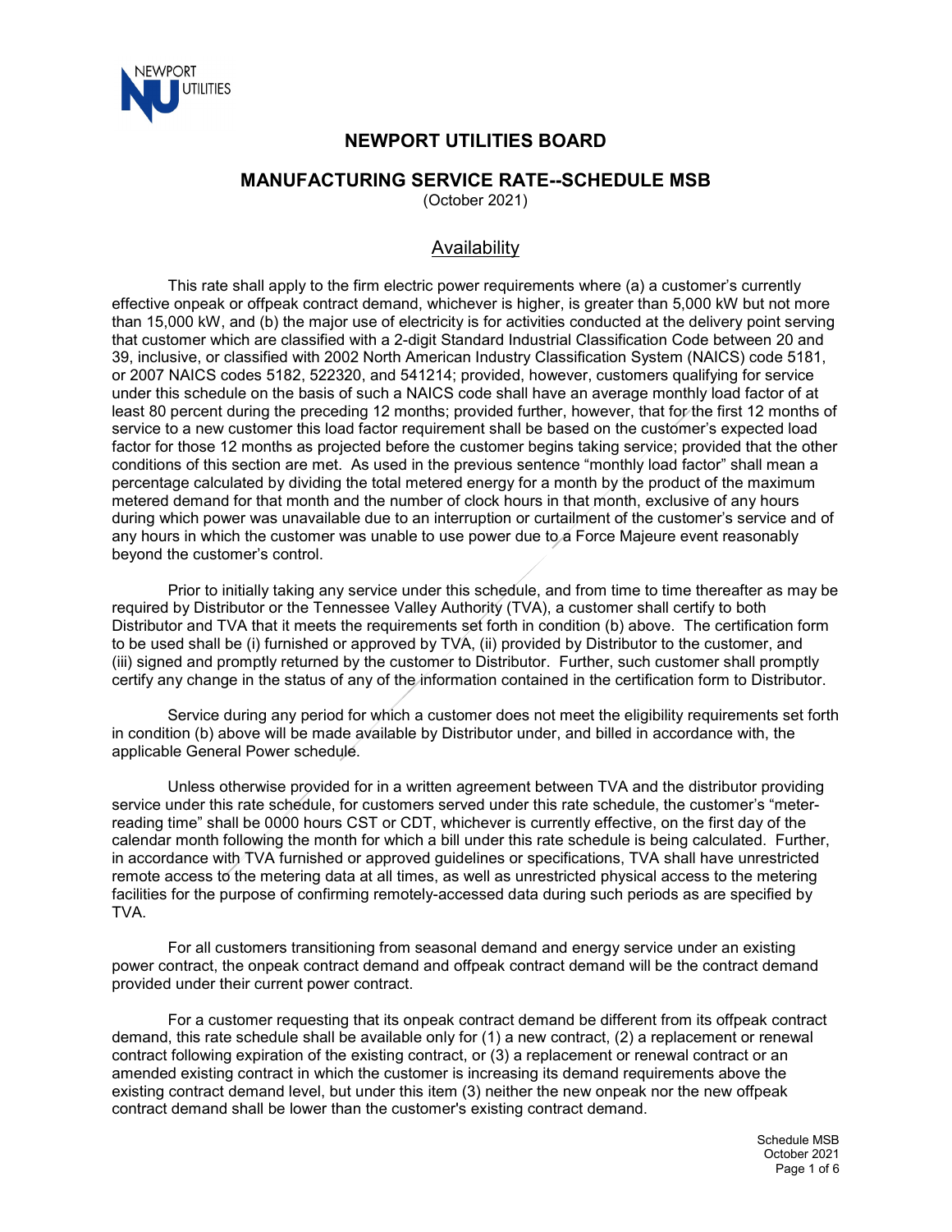# NEWPORT UTILITIES BOARD

## MANUFACTURING SERVICE RATE--SCHEDULE MSB

(October 2021)

### Availability

This rate shall apply to the firm electric power requirements where (a) a customer's currently effective onpeak or offpeak contract demand, whichever is higher, is greater than 5,000 kW but not more than 15,000 kW, and (b) the major use of electricity is for activities conducted at the delivery point serving that customer which are classified with a 2-digit Standard Industrial Classification Code between 20 and 39, inclusive, or classified with 2002 North American Industry Classification System (NAICS) code 5181, or 2007 NAICS codes 5182, 522320, and 541214; provided, however, customers qualifying for service under this schedule on the basis of such a NAICS code shall have an average monthly load factor of at least 80 percent during the preceding 12 months; provided further, however, that for the first 12 months of service to a new customer this load factor requirement shall be based on the customer's expected load factor for those 12 months as projected before the customer begins taking service; provided that the other conditions of this section are met. As used in the previous sentence "monthly load factor" shall mean a percentage calculated by dividing the total metered energy for a month by the product of the maximum metered demand for that month and the number of clock hours in that month, exclusive of any hours during which power was unavailable due to an interruption or curtailment of the customer's service and of any hours in which the customer was unable to use power due to a Force Majeure event reasonably beyond the customer's control.

Prior to initially taking any service under this schedule, and from time to time thereafter as may be required by Distributor or the Tennessee Valley Authority (TVA), a customer shall certify to both Distributor and TVA that it meets the requirements set forth in condition (b) above. The certification form to be used shall be (i) furnished or approved by TVA, (ii) provided by Distributor to the customer, and (iii) signed and promptly returned by the customer to Distributor. Further, such customer shall promptly certify any change in the status of any of the information contained in the certification form to Distributor.

Service during any period for which a customer does not meet the eligibility requirements set forth in condition (b) above will be made available by Distributor under, and billed in accordance with, the applicable General Power schedule.

Unless otherwise provided for in a written agreement between TVA and the distributor providing service under this rate schedule, for customers served under this rate schedule, the customer's "meter-reading time" shall be 0000 hours CST or CDT, whichever is currently effective, on the first day of the calendar month following the month for which a bill under this rate schedule is being calculated. Further, in accordance with TVA furnished or approved guidelines or specifications, TVA shall have unrestricted remote access to the metering data at all times, as well as unrestricted physical access to the metering facilities for the purpose of confirming remotely-accessed data during such periods as are specified by TVA.

For all customers transitioning from seasonal demand and energy service under an existing power contract, the onpeak contract demand and offpeak contract demand will be the contract demand provided under their current power contract.

For a customer requesting that its onpeak contract demand be different from its offpeak contract demand, this rate schedule shall be available only for (1) a new contract, (2) a replacement or renewal contract following expiration of the existing contract, or (3) a replacement or renewal contract or an amended existing contract in which the customer is increasing its demand requirements above the existing contract demand level, but under this item (3) neither the new onpeak nor the new offpeak contract demand shall be lower than the customer's existing contract demand.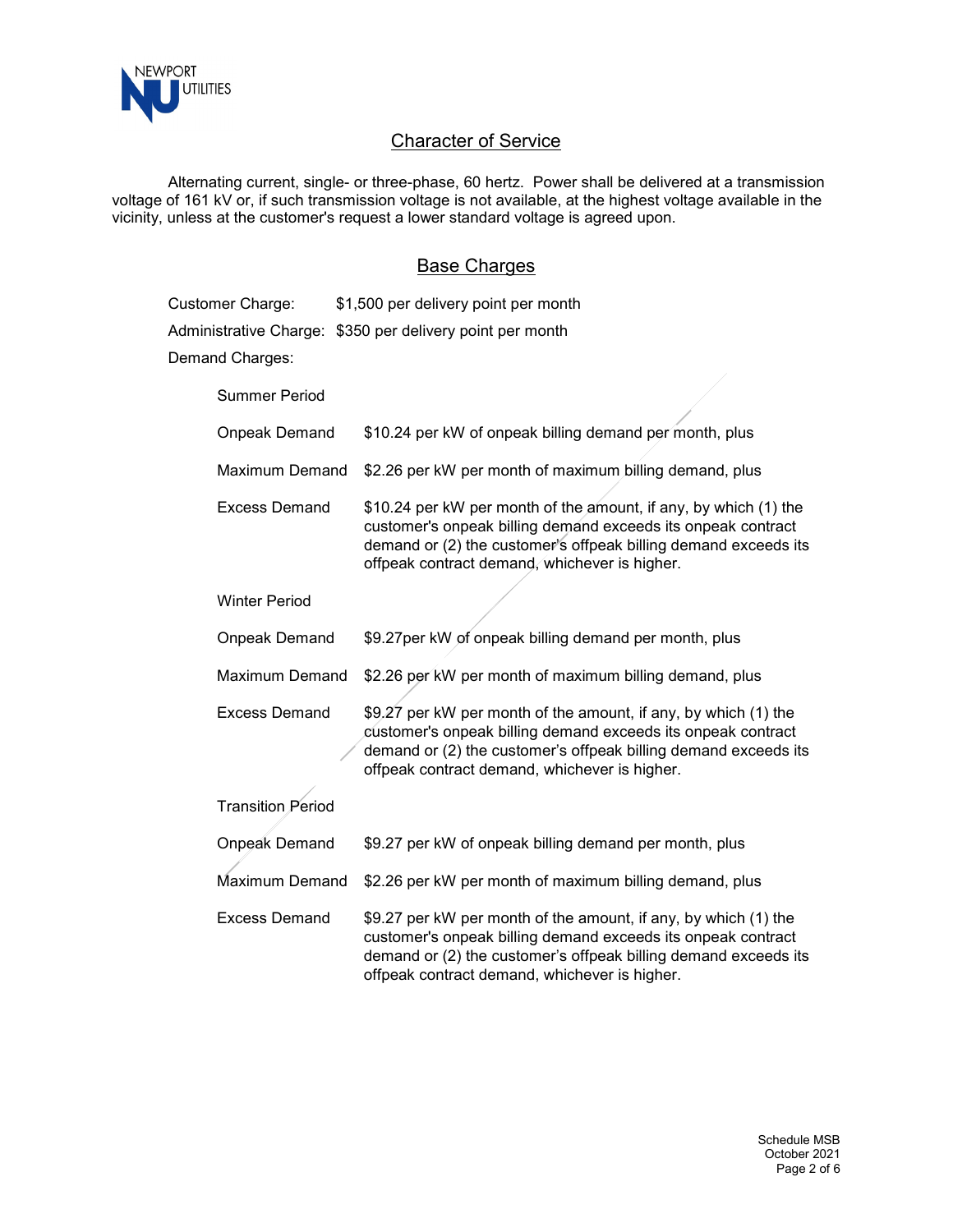## Character of Service

Alternating current, single- or three-phase, 60 hertz. Power shall be delivered at a transmission voltage of 161 kV or, if such transmission voltage is not available, at the highest voltage available in the vicinity, unless at the customer's request a lower standard voltage is agreed upon.

## Base Charges

Customer Charge: $1,500 per delivery point per month

Administrative Charge: $350 per delivery point per month

Demand Charges:

Summer Period

| | |
|---|---|
| Onpeak Demand | $10.24 per kW of onpeak billing demand per month, plus |
| Maximum Demand | $2.26 per kW per month of maximum billing demand, plus |
| Excess Demand | $10.24 per kW per month of the amount, if any, by which (1) the customer's onpeak billing demand exceeds its onpeak contract demand or (2) the customer's offpeak billing demand exceeds its offpeak contract demand, whichever is higher. |

Winter Period

| | |
|---|---|
| Onpeak Demand | $9.27per kW of onpeak billing demand per month, plus |
| Maximum Demand | $2.26 per kW per month of maximum billing demand, plus |
| Excess Demand | $9.27 per kW per month of the amount, if any, by which (1) the customer's onpeak billing demand exceeds its onpeak contract demand or (2) the customer's offpeak billing demand exceeds its offpeak contract demand, whichever is higher. |

Transition Period

| | |
|---|---|
| Onpeak Demand | $9.27 per kW of onpeak billing demand per month, plus |
| Maximum Demand | $2.26 per kW per month of maximum billing demand, plus |
| Excess Demand | $9.27 per kW per month of the amount, if any, by which (1) the customer's onpeak billing demand exceeds its onpeak contract demand or (2) the customer's offpeak billing demand exceeds its offpeak contract demand, whichever is higher. |

Schedule MSB
October 2021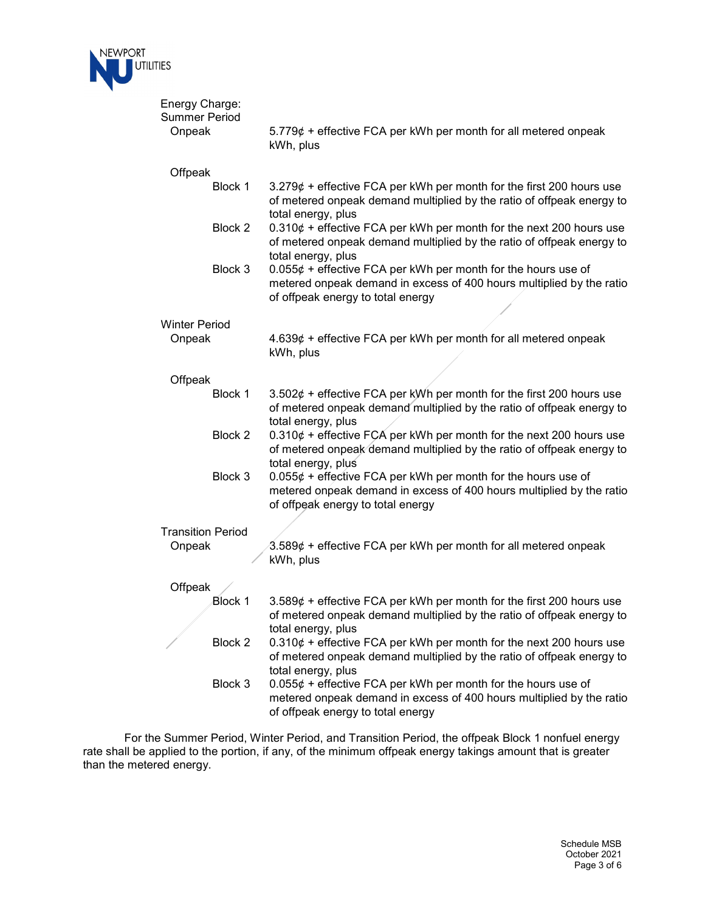Energy Charge:

Summer Period

| | | |
|---|---|---|
| Onpeak | | 5.779¢ + effective FCA per kWh per month for all metered onpeak kWh, plus |
| Offpeak | Block 1 | 3.279¢ + effective FCA per kWh per month for the first 200 hours use of metered onpeak demand multiplied by the ratio of offpeak energy to total energy, plus |
| | Block 2 | 0.310¢ + effective FCA per kWh per month for the next 200 hours use of metered onpeak demand multiplied by the ratio of offpeak energy to total energy, plus |
| | Block 3 | 0.055¢ + effective FCA per kWh per month for the hours use of metered onpeak demand in excess of 400 hours multiplied by the ratio of offpeak energy to total energy |

Winter Period

| | | |
|---|---|---|
| Onpeak | | 4.639¢ + effective FCA per kWh per month for all metered onpeak kWh, plus |
| Offpeak | Block 1 | 3.502¢ + effective FCA per kWh per month for the first 200 hours use of metered onpeak demand multiplied by the ratio of offpeak energy to total energy, plus |
| | Block 2 | 0.310¢ + effective FCA per kWh per month for the next 200 hours use of metered onpeak demand multiplied by the ratio of offpeak energy to total energy, plus |
| | Block 3 | 0.055¢ + effective FCA per kWh per month for the hours use of metered onpeak demand in excess of 400 hours multiplied by the ratio of offpeak energy to total energy |

Transition Period

| | | |
|---|---|---|
| Onpeak | | 3.589¢ + effective FCA per kWh per month for all metered onpeak kWh, plus |
| Offpeak | Block 1 | 3.589¢ + effective FCA per kWh per month for the first 200 hours use of metered onpeak demand multiplied by the ratio of offpeak energy to total energy, plus |
| | Block 2 | 0.310¢ + effective FCA per kWh per month for the next 200 hours use of metered onpeak demand multiplied by the ratio of offpeak energy to total energy, plus |
| | Block 3 | 0.055¢ + effective FCA per kWh per month for the hours use of metered onpeak demand in excess of 400 hours multiplied by the ratio of offpeak energy to total energy |

For the Summer Period, Winter Period, and Transition Period, the offpeak Block 1 nonfuel energy rate shall be applied to the portion, if any, of the minimum offpeak energy takings amount that is greater than the metered energy.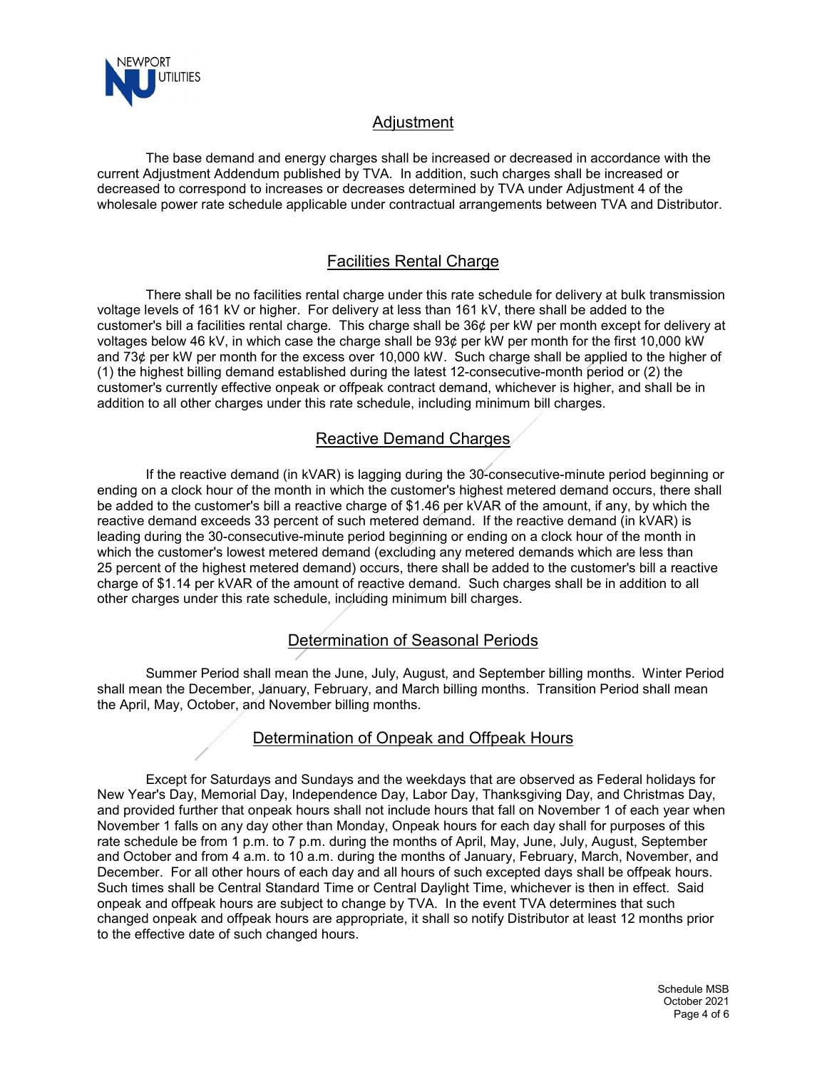## Adjustment

The base demand and energy charges shall be increased or decreased in accordance with the current Adjustment Addendum published by TVA. In addition, such charges shall be increased or decreased to correspond to increases or decreases determined by TVA under Adjustment 4 of the wholesale power rate schedule applicable under contractual arrangements between TVA and Distributor.

## Facilities Rental Charge

There shall be no facilities rental charge under this rate schedule for delivery at bulk transmission voltage levels of 161 kV or higher. For delivery at less than 161 kV, there shall be added to the customer's bill a facilities rental charge. This charge shall be 36¢ per kW per month except for delivery at voltages below 46 kV, in which case the charge shall be 93¢ per kW per month for the first 10,000 kW and 73¢ per kW per month for the excess over 10,000 kW. Such charge shall be applied to the higher of (1) the highest billing demand established during the latest 12-consecutive-month period or (2) the customer's currently effective onpeak or offpeak contract demand, whichever is higher, and shall be in addition to all other charges under this rate schedule, including minimum bill charges.

## Reactive Demand Charges

If the reactive demand (in kVAR) is lagging during the 30-consecutive-minute period beginning or ending on a clock hour of the month in which the customer's highest metered demand occurs, there shall be added to the customer's bill a reactive charge of $1.46 per kVAR of the amount, if any, by which the reactive demand exceeds 33 percent of such metered demand. If the reactive demand (in kVAR) is leading during the 30-consecutive-minute period beginning or ending on a clock hour of the month in which the customer's lowest metered demand (excluding any metered demands which are less than 25 percent of the highest metered demand) occurs, there shall be added to the customer's bill a reactive charge of $1.14 per kVAR of the amount of reactive demand. Such charges shall be in addition to all other charges under this rate schedule, including minimum bill charges.

## Determination of Seasonal Periods

Summer Period shall mean the June, July, August, and September billing months. Winter Period shall mean the December, January, February, and March billing months. Transition Period shall mean the April, May, October, and November billing months.

## Determination of Onpeak and Offpeak Hours

Except for Saturdays and Sundays and the weekdays that are observed as Federal holidays for New Year's Day, Memorial Day, Independence Day, Labor Day, Thanksgiving Day, and Christmas Day, and provided further that onpeak hours shall not include hours that fall on November 1 of each year when November 1 falls on any day other than Monday, Onpeak hours for each day shall for purposes of this rate schedule be from 1 p.m. to 7 p.m. during the months of April, May, June, July, August, September and October and from 4 a.m. to 10 a.m. during the months of January, February, March, November, and December. For all other hours of each day and all hours of such excepted days shall be offpeak hours. Such times shall be Central Standard Time or Central Daylight Time, whichever is then in effect. Said onpeak and offpeak hours are subject to change by TVA. In the event TVA determines that such changed onpeak and offpeak hours are appropriate, it shall so notify Distributor at least 12 months prior to the effective date of such changed hours.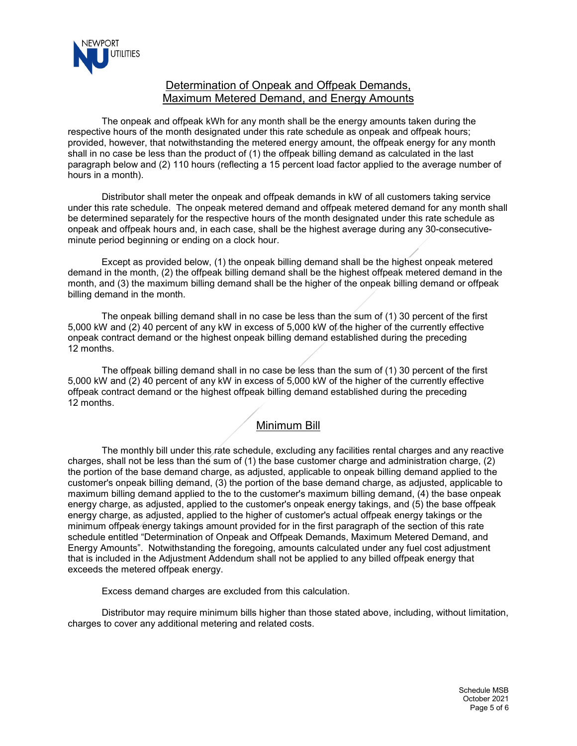## Determination of Onpeak and Offpeak Demands, Maximum Metered Demand, and Energy Amounts

The onpeak and offpeak kWh for any month shall be the energy amounts taken during the respective hours of the month designated under this rate schedule as onpeak and offpeak hours; provided, however, that notwithstanding the metered energy amount, the offpeak energy for any month shall in no case be less than the product of (1) the offpeak billing demand as calculated in the last paragraph below and (2) 110 hours (reflecting a 15 percent load factor applied to the average number of hours in a month).

Distributor shall meter the onpeak and offpeak demands in kW of all customers taking service under this rate schedule. The onpeak metered demand and offpeak metered demand for any month shall be determined separately for the respective hours of the month designated under this rate schedule as onpeak and offpeak hours and, in each case, shall be the highest average during any 30-consecutive-minute period beginning or ending on a clock hour.

Except as provided below, (1) the onpeak billing demand shall be the highest onpeak metered demand in the month, (2) the offpeak billing demand shall be the highest offpeak metered demand in the month, and (3) the maximum billing demand shall be the higher of the onpeak billing demand or offpeak billing demand in the month.

The onpeak billing demand shall in no case be less than the sum of (1) 30 percent of the first 5,000 kW and (2) 40 percent of any kW in excess of 5,000 kW of the higher of the currently effective onpeak contract demand or the highest onpeak billing demand established during the preceding 12 months.

The offpeak billing demand shall in no case be less than the sum of (1) 30 percent of the first 5,000 kW and (2) 40 percent of any kW in excess of 5,000 kW of the higher of the currently effective offpeak contract demand or the highest offpeak billing demand established during the preceding 12 months.

## Minimum Bill

The monthly bill under this rate schedule, excluding any facilities rental charges and any reactive charges, shall not be less than the sum of (1) the base customer charge and administration charge, (2) the portion of the base demand charge, as adjusted, applicable to onpeak billing demand applied to the customer's onpeak billing demand, (3) the portion of the base demand charge, as adjusted, applicable to maximum billing demand applied to the to the customer's maximum billing demand, (4) the base onpeak energy charge, as adjusted, applied to the customer's onpeak energy takings, and (5) the base offpeak energy charge, as adjusted, applied to the higher of customer's actual offpeak energy takings or the minimum offpeak energy takings amount provided for in the first paragraph of the section of this rate schedule entitled "Determination of Onpeak and Offpeak Demands, Maximum Metered Demand, and Energy Amounts". Notwithstanding the foregoing, amounts calculated under any fuel cost adjustment that is included in the Adjustment Addendum shall not be applied to any billed offpeak energy that exceeds the metered offpeak energy.

Excess demand charges are excluded from this calculation.

Distributor may require minimum bills higher than those stated above, including, without limitation, charges to cover any additional metering and related costs.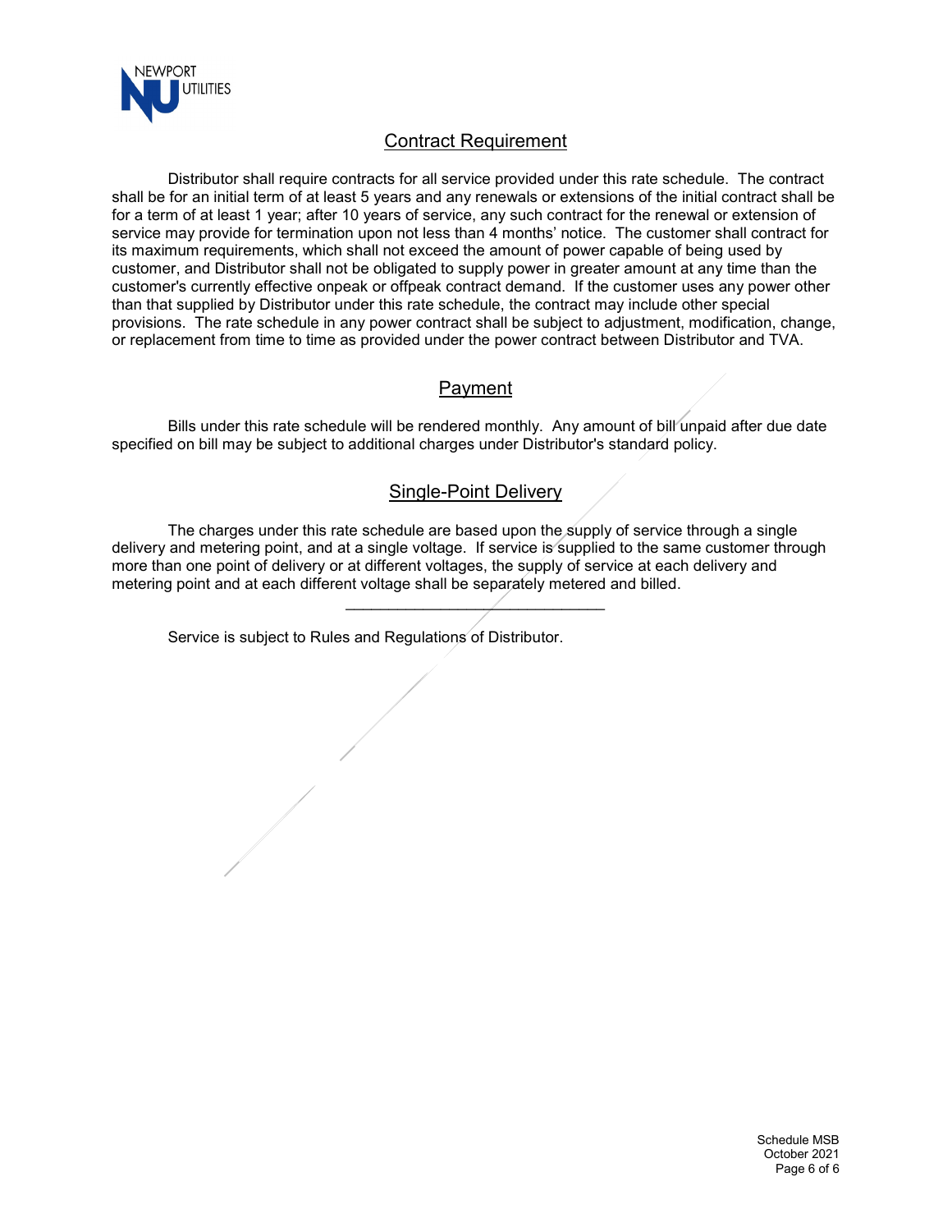## Contract Requirement

Distributor shall require contracts for all service provided under this rate schedule. The contract shall be for an initial term of at least 5 years and any renewals or extensions of the initial contract shall be for a term of at least 1 year; after 10 years of service, any such contract for the renewal or extension of service may provide for termination upon not less than 4 months' notice. The customer shall contract for its maximum requirements, which shall not exceed the amount of power capable of being used by customer, and Distributor shall not be obligated to supply power in greater amount at any time than the customer's currently effective onpeak or offpeak contract demand. If the customer uses any power other than that supplied by Distributor under this rate schedule, the contract may include other special provisions. The rate schedule in any power contract shall be subject to adjustment, modification, change, or replacement from time to time as provided under the power contract between Distributor and TVA.

## Payment

Bills under this rate schedule will be rendered monthly. Any amount of bill unpaid after due date specified on bill may be subject to additional charges under Distributor's standard policy.

## Single-Point Delivery

The charges under this rate schedule are based upon the supply of service through a single delivery and metering point, and at a single voltage. If service is supplied to the same customer through more than one point of delivery or at different voltages, the supply of service at each delivery and metering point and at each different voltage shall be separately metered and billed.

---

Service is subject to Rules and Regulations of Distributor.

Schedule MSB
October 2021